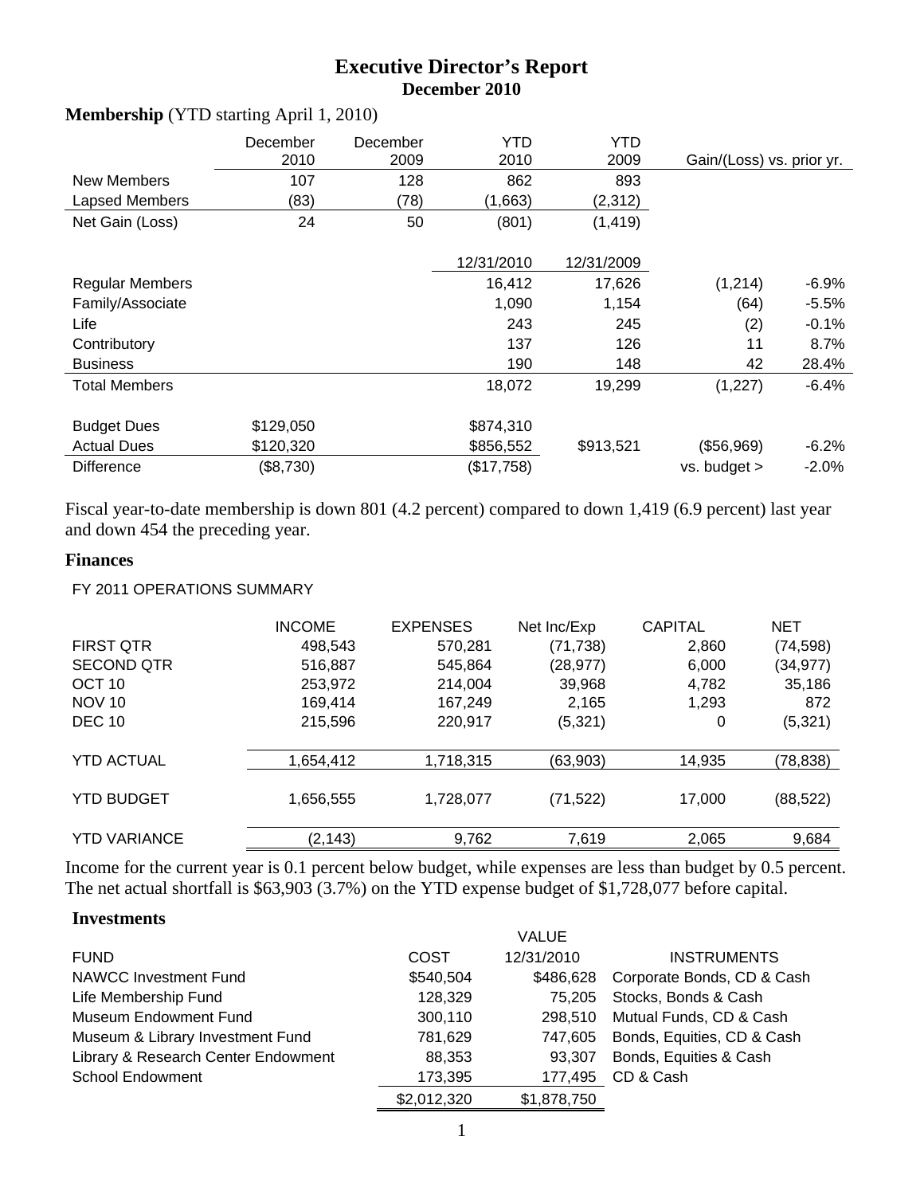# Executive Director's Report
## December 2010

**Membership** (YTD starting April 1, 2010)

| | December 2010 | December 2009 | YTD 2010 | YTD 2009 | Gain/(Loss) vs. prior yr. | |
|---|---|---|---|---|---|---|
| New Members | 107 | 128 | 862 | 893 | | |
| Lapsed Members | (83) | (78) | (1,663) | (2,312) | | |
| Net Gain (Loss) | 24 | 50 | (801) | (1,419) | | |
| | | | 12/31/2010 | 12/31/2009 | | |
| Regular Members | | | 16,412 | 17,626 | (1,214) | -6.9% |
| Family/Associate | | | 1,090 | 1,154 | (64) | -5.5% |
| Life | | | 243 | 245 | (2) | -0.1% |
| Contributory | | | 137 | 126 | 11 | 8.7% |
| Business | | | 190 | 148 | 42 | 28.4% |
| Total Members | | | 18,072 | 19,299 | (1,227) | -6.4% |
| Budget Dues | $129,050 | | $874,310 | | | |
| Actual Dues | $120,320 | | $856,552 | $913,521 | ($56,969) | -6.2% |
| Difference | ($8,730) | | ($17,758) | | vs. budget > | -2.0% |

Fiscal year-to-date membership is down 801 (4.2 percent) compared to down 1,419 (6.9 percent) last year and down 454 the preceding year.

### Finances

FY 2011 OPERATIONS SUMMARY

| | INCOME | EXPENSES | Net Inc/Exp | CAPITAL | NET |
|---|---|---|---|---|---|
| FIRST QTR | 498,543 | 570,281 | (71,738) | 2,860 | (74,598) |
| SECOND QTR | 516,887 | 545,864 | (28,977) | 6,000 | (34,977) |
| OCT 10 | 253,972 | 214,004 | 39,968 | 4,782 | 35,186 |
| NOV 10 | 169,414 | 167,249 | 2,165 | 1,293 | 872 |
| DEC 10 | 215,596 | 220,917 | (5,321) | 0 | (5,321) |
| YTD ACTUAL | 1,654,412 | 1,718,315 | (63,903) | 14,935 | (78,838) |
| YTD BUDGET | 1,656,555 | 1,728,077 | (71,522) | 17,000 | (88,522) |
| YTD VARIANCE | (2,143) | 9,762 | 7,619 | 2,065 | 9,684 |

Income for the current year is 0.1 percent below budget, while expenses are less than budget by 0.5 percent. The net actual shortfall is $63,903 (3.7%) on the YTD expense budget of $1,728,077 before capital.

### Investments

| FUND | COST | VALUE 12/31/2010 | INSTRUMENTS |
|---|---|---|---|
| NAWCC Investment Fund | $540,504 | $486,628 | Corporate Bonds, CD & Cash |
| Life Membership Fund | 128,329 | 75,205 | Stocks, Bonds & Cash |
| Museum Endowment Fund | 300,110 | 298,510 | Mutual Funds, CD & Cash |
| Museum & Library Investment Fund | 781,629 | 747,605 | Bonds, Equities, CD & Cash |
| Library & Research Center Endowment | 88,353 | 93,307 | Bonds, Equities & Cash |
| School Endowment | 173,395 | 177,495 | CD & Cash |
| | $2,012,320 | $1,878,750 | |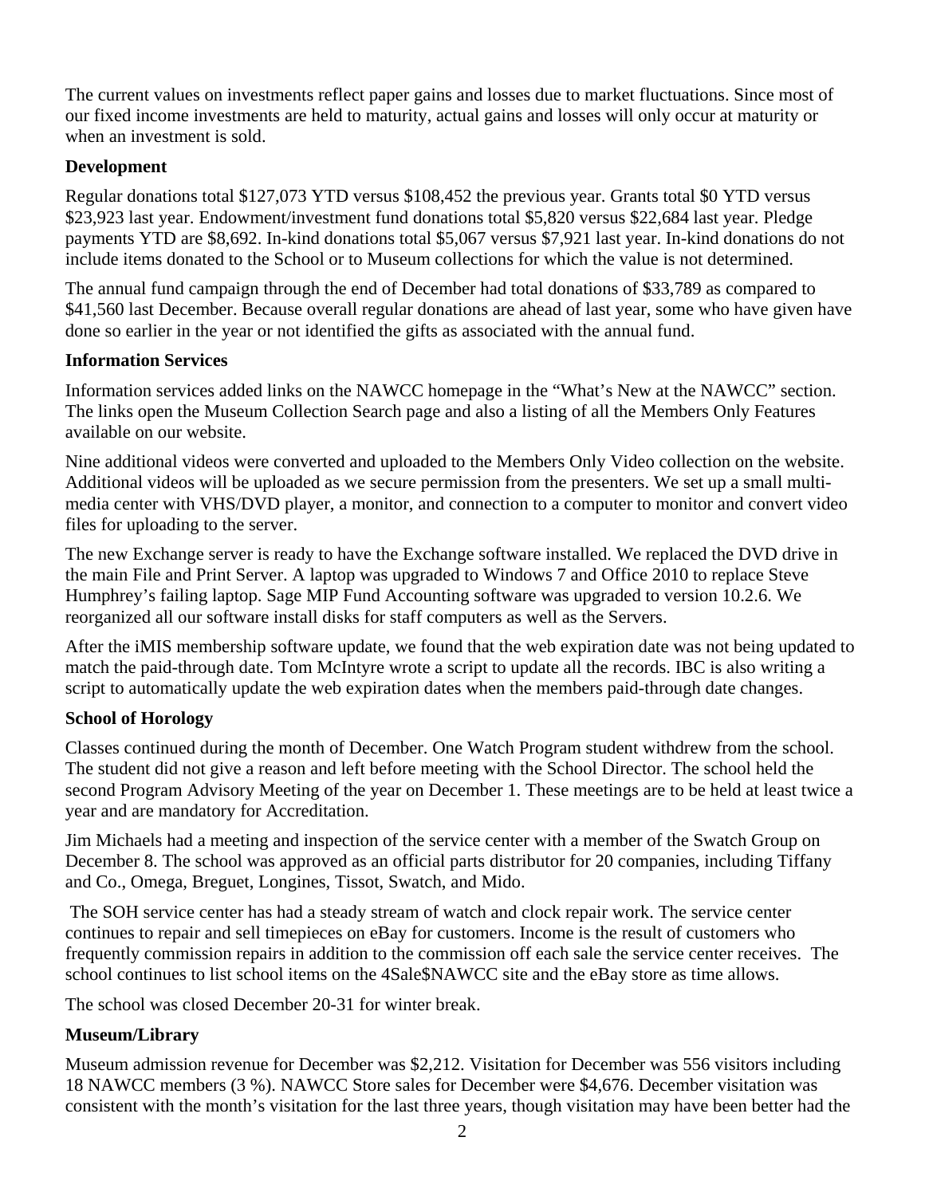The current values on investments reflect paper gains and losses due to market fluctuations. Since most of our fixed income investments are held to maturity, actual gains and losses will only occur at maturity or when an investment is sold.

**Development**

Regular donations total $127,073 YTD versus $108,452 the previous year. Grants total $0 YTD versus $23,923 last year. Endowment/investment fund donations total $5,820 versus $22,684 last year. Pledge payments YTD are $8,692. In-kind donations total $5,067 versus $7,921 last year. In-kind donations do not include items donated to the School or to Museum collections for which the value is not determined.

The annual fund campaign through the end of December had total donations of $33,789 as compared to $41,560 last December. Because overall regular donations are ahead of last year, some who have given have done so earlier in the year or not identified the gifts as associated with the annual fund.

**Information Services**

Information services added links on the NAWCC homepage in the "What's New at the NAWCC" section. The links open the Museum Collection Search page and also a listing of all the Members Only Features available on our website.

Nine additional videos were converted and uploaded to the Members Only Video collection on the website. Additional videos will be uploaded as we secure permission from the presenters. We set up a small multi-media center with VHS/DVD player, a monitor, and connection to a computer to monitor and convert video files for uploading to the server.

The new Exchange server is ready to have the Exchange software installed. We replaced the DVD drive in the main File and Print Server. A laptop was upgraded to Windows 7 and Office 2010 to replace Steve Humphrey's failing laptop. Sage MIP Fund Accounting software was upgraded to version 10.2.6. We reorganized all our software install disks for staff computers as well as the Servers.

After the iMIS membership software update, we found that the web expiration date was not being updated to match the paid-through date. Tom McIntyre wrote a script to update all the records. IBC is also writing a script to automatically update the web expiration dates when the members paid-through date changes.

**School of Horology**

Classes continued during the month of December. One Watch Program student withdrew from the school. The student did not give a reason and left before meeting with the School Director. The school held the second Program Advisory Meeting of the year on December 1. These meetings are to be held at least twice a year and are mandatory for Accreditation.

Jim Michaels had a meeting and inspection of the service center with a member of the Swatch Group on December 8. The school was approved as an official parts distributor for 20 companies, including Tiffany and Co., Omega, Breguet, Longines, Tissot, Swatch, and Mido.

The SOH service center has had a steady stream of watch and clock repair work. The service center continues to repair and sell timepieces on eBay for customers. Income is the result of customers who frequently commission repairs in addition to the commission off each sale the service center receives. The school continues to list school items on the 4Sale$NAWCC site and the eBay store as time allows.

The school was closed December 20-31 for winter break.

**Museum/Library**

Museum admission revenue for December was $2,212. Visitation for December was 556 visitors including 18 NAWCC members (3 %). NAWCC Store sales for December were $4,676. December visitation was consistent with the month's visitation for the last three years, though visitation may have been better had the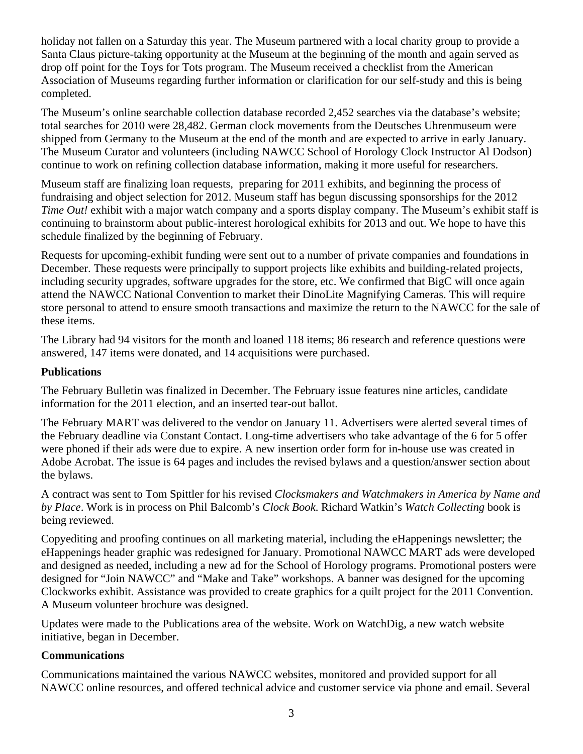holiday not fallen on a Saturday this year. The Museum partnered with a local charity group to provide a Santa Claus picture-taking opportunity at the Museum at the beginning of the month and again served as drop off point for the Toys for Tots program. The Museum received a checklist from the American Association of Museums regarding further information or clarification for our self-study and this is being completed.

The Museum's online searchable collection database recorded 2,452 searches via the database's website; total searches for 2010 were 28,482. German clock movements from the Deutsches Uhrenmuseum were shipped from Germany to the Museum at the end of the month and are expected to arrive in early January. The Museum Curator and volunteers (including NAWCC School of Horology Clock Instructor Al Dodson) continue to work on refining collection database information, making it more useful for researchers.

Museum staff are finalizing loan requests, preparing for 2011 exhibits, and beginning the process of fundraising and object selection for 2012. Museum staff has begun discussing sponsorships for the 2012 *Time Out!* exhibit with a major watch company and a sports display company. The Museum's exhibit staff is continuing to brainstorm about public-interest horological exhibits for 2013 and out. We hope to have this schedule finalized by the beginning of February.

Requests for upcoming-exhibit funding were sent out to a number of private companies and foundations in December. These requests were principally to support projects like exhibits and building-related projects, including security upgrades, software upgrades for the store, etc. We confirmed that BigC will once again attend the NAWCC National Convention to market their DinoLite Magnifying Cameras. This will require store personal to attend to ensure smooth transactions and maximize the return to the NAWCC for the sale of these items.

The Library had 94 visitors for the month and loaned 118 items; 86 research and reference questions were answered, 147 items were donated, and 14 acquisitions were purchased.

**Publications**

The February Bulletin was finalized in December. The February issue features nine articles, candidate information for the 2011 election, and an inserted tear-out ballot.

The February MART was delivered to the vendor on January 11. Advertisers were alerted several times of the February deadline via Constant Contact. Long-time advertisers who take advantage of the 6 for 5 offer were phoned if their ads were due to expire. A new insertion order form for in-house use was created in Adobe Acrobat. The issue is 64 pages and includes the revised bylaws and a question/answer section about the bylaws.

A contract was sent to Tom Spittler for his revised *Clocksmakers and Watchmakers in America by Name and by Place*. Work is in process on Phil Balcomb's *Clock Book*. Richard Watkin's *Watch Collecting* book is being reviewed.

Copyediting and proofing continues on all marketing material, including the eHappenings newsletter; the eHappenings header graphic was redesigned for January. Promotional NAWCC MART ads were developed and designed as needed, including a new ad for the School of Horology programs. Promotional posters were designed for "Join NAWCC" and "Make and Take" workshops. A banner was designed for the upcoming Clockworks exhibit. Assistance was provided to create graphics for a quilt project for the 2011 Convention. A Museum volunteer brochure was designed.

Updates were made to the Publications area of the website. Work on WatchDig, a new watch website initiative, began in December.

**Communications**

Communications maintained the various NAWCC websites, monitored and provided support for all NAWCC online resources, and offered technical advice and customer service via phone and email. Several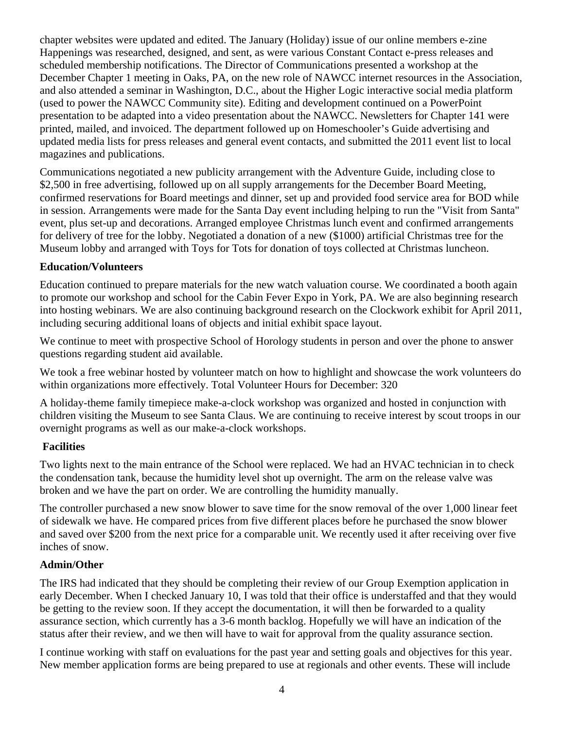chapter websites were updated and edited. The January (Holiday) issue of our online members e-zine Happenings was researched, designed, and sent, as were various Constant Contact e-press releases and scheduled membership notifications. The Director of Communications presented a workshop at the December Chapter 1 meeting in Oaks, PA, on the new role of NAWCC internet resources in the Association, and also attended a seminar in Washington, D.C., about the Higher Logic interactive social media platform (used to power the NAWCC Community site). Editing and development continued on a PowerPoint presentation to be adapted into a video presentation about the NAWCC. Newsletters for Chapter 141 were printed, mailed, and invoiced. The department followed up on Homeschooler's Guide advertising and updated media lists for press releases and general event contacts, and submitted the 2011 event list to local magazines and publications.

Communications negotiated a new publicity arrangement with the Adventure Guide, including close to $2,500 in free advertising, followed up on all supply arrangements for the December Board Meeting, confirmed reservations for Board meetings and dinner, set up and provided food service area for BOD while in session. Arrangements were made for the Santa Day event including helping to run the "Visit from Santa" event, plus set-up and decorations. Arranged employee Christmas lunch event and confirmed arrangements for delivery of tree for the lobby. Negotiated a donation of a new ($1000) artificial Christmas tree for the Museum lobby and arranged with Toys for Tots for donation of toys collected at Christmas luncheon.

**Education/Volunteers**

Education continued to prepare materials for the new watch valuation course. We coordinated a booth again to promote our workshop and school for the Cabin Fever Expo in York, PA. We are also beginning research into hosting webinars. We are also continuing background research on the Clockwork exhibit for April 2011, including securing additional loans of objects and initial exhibit space layout.

We continue to meet with prospective School of Horology students in person and over the phone to answer questions regarding student aid available.

We took a free webinar hosted by volunteer match on how to highlight and showcase the work volunteers do within organizations more effectively. Total Volunteer Hours for December: 320

A holiday-theme family timepiece make-a-clock workshop was organized and hosted in conjunction with children visiting the Museum to see Santa Claus. We are continuing to receive interest by scout troops in our overnight programs as well as our make-a-clock workshops.

**Facilities**

Two lights next to the main entrance of the School were replaced. We had an HVAC technician in to check the condensation tank, because the humidity level shot up overnight. The arm on the release valve was broken and we have the part on order. We are controlling the humidity manually.

The controller purchased a new snow blower to save time for the snow removal of the over 1,000 linear feet of sidewalk we have. He compared prices from five different places before he purchased the snow blower and saved over $200 from the next price for a comparable unit. We recently used it after receiving over five inches of snow.

**Admin/Other**

The IRS had indicated that they should be completing their review of our Group Exemption application in early December. When I checked January 10, I was told that their office is understaffed and that they would be getting to the review soon. If they accept the documentation, it will then be forwarded to a quality assurance section, which currently has a 3-6 month backlog. Hopefully we will have an indication of the status after their review, and we then will have to wait for approval from the quality assurance section.

I continue working with staff on evaluations for the past year and setting goals and objectives for this year. New member application forms are being prepared to use at regionals and other events. These will include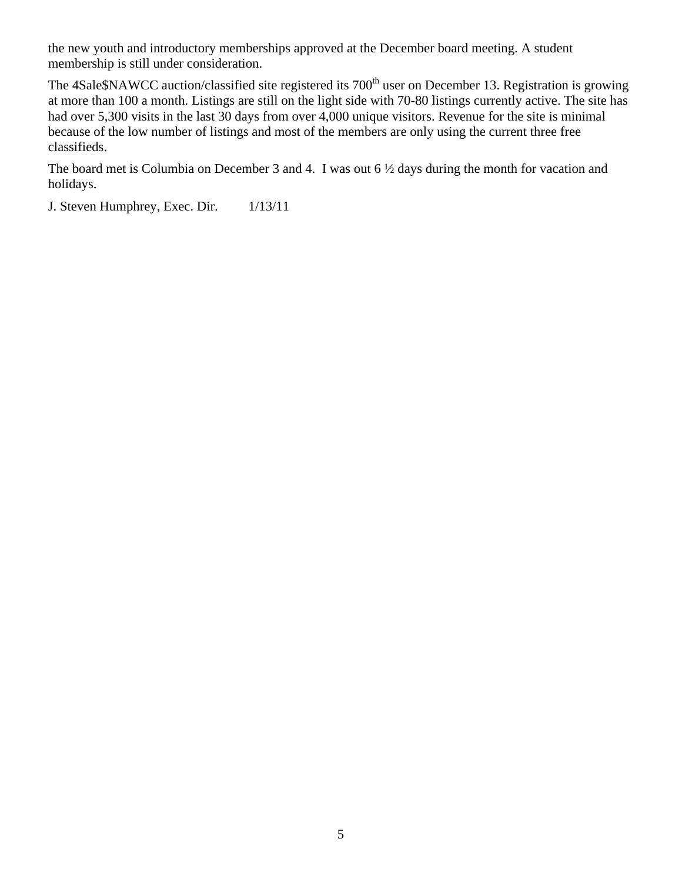the new youth and introductory memberships approved at the December board meeting. A student membership is still under consideration.

The 4Sale$NAWCC auction/classified site registered its 700th user on December 13. Registration is growing at more than 100 a month. Listings are still on the light side with 70-80 listings currently active. The site has had over 5,300 visits in the last 30 days from over 4,000 unique visitors. Revenue for the site is minimal because of the low number of listings and most of the members are only using the current three free classifieds.

The board met is Columbia on December 3 and 4. I was out 6 ½ days during the month for vacation and holidays.

J. Steven Humphrey, Exec. Dir. 1/13/11